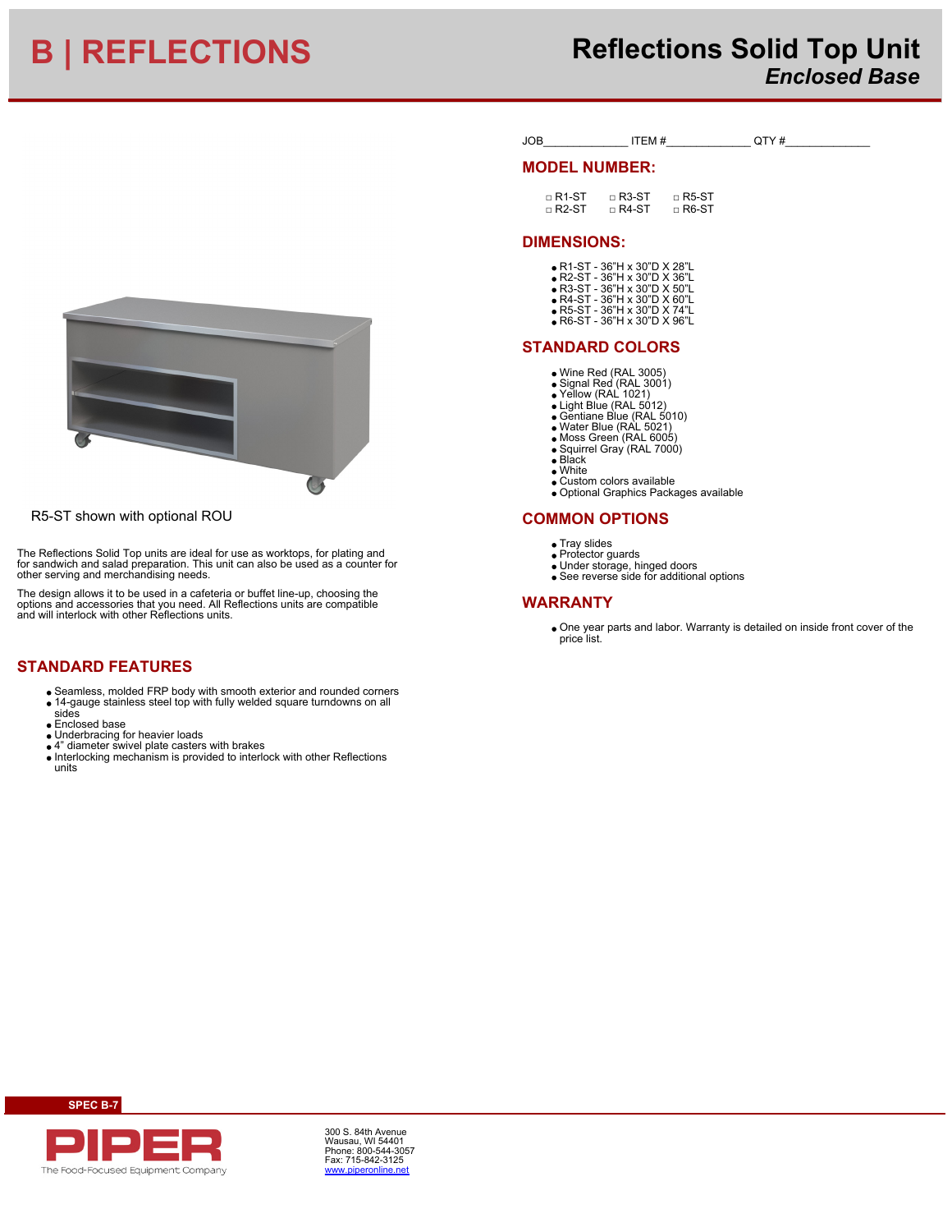# B | REFLECTIONS

# Reflections Solid Top Unit

## *Enclosed Base*

JOB_____________ ITEM #_____________ QTY #_____________

## MODEL NUMBER:

□ R1-ST □ R3-ST □ R5-ST
□ R2-ST □ R4-ST □ R6-ST

## DIMENSIONS:

- R1-ST - 36"H x 30"D X 28"L
- R2-ST - 36"H x 30"D X 36"L
- R3-ST - 36"H x 30"D X 50"L
- R4-ST - 36"H x 30"D X 60"L
- R5-ST - 36"H x 30"D X 74"L
- R6-ST - 36"H x 30"D X 96"L

## STANDARD COLORS

- Wine Red (RAL 3005)
- Signal Red (RAL 3001)
- Yellow (RAL 1021)
- Light Blue (RAL 5012)
- Gentiane Blue (RAL 5010)
- Water Blue (RAL 5021)
- Moss Green (RAL 6005)
- Squirrel Gray (RAL 7000)
- Black
- White
- Custom colors available
- Optional Graphics Packages available

## COMMON OPTIONS

- Tray slides
- Protector guards
- Under storage, hinged doors
- See reverse side for additional options

## WARRANTY

- One year parts and labor. Warranty is detailed on inside front cover of the price list.

R5-ST shown with optional ROU

The Reflections Solid Top units are ideal for use as worktops, for plating and for sandwich and salad preparation. This unit can also be used as a counter for other serving and merchandising needs.

The design allows it to be used in a cafeteria or buffet line-up, choosing the options and accessories that you need. All Reflections units are compatible and will interlock with other Reflections units.

## STANDARD FEATURES

- Seamless, molded FRP body with smooth exterior and rounded corners
- 14-gauge stainless steel top with fully welded square turndowns on all sides
- Enclosed base
- Underbracing for heavier loads
- 4" diameter swivel plate casters with brakes
- Interlocking mechanism is provided to interlock with other Reflections units

SPEC B-7

PIPER
The Food-Focused Equipment Company

300 S. 84th Avenue
Wausau, WI 54401
Phone: 800-544-3057
Fax: 715-842-3125
www.piperonline.net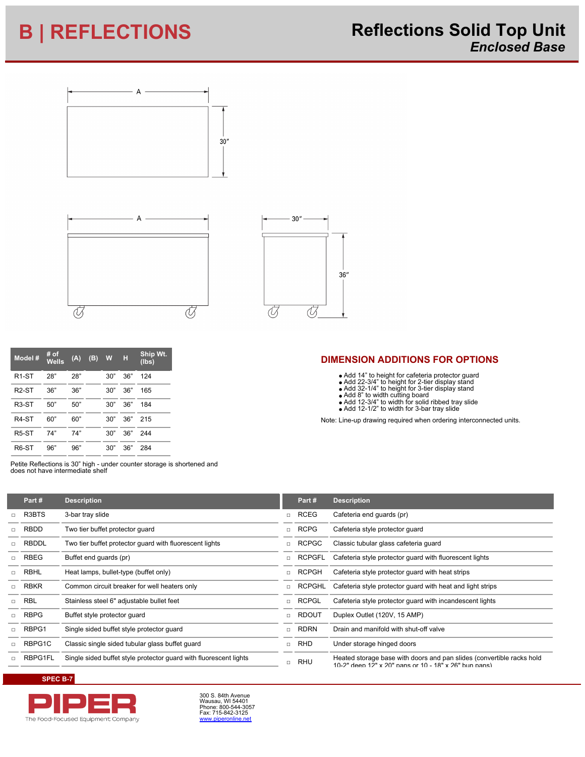# B | REFLECTIONS

# Reflections Solid Top Unit

## *Enclosed Base*

| Model # | # of Wells | (A) | (B) | W | H | Ship Wt. (lbs) |
|---|---|---|---|---|---|---|
| R1-ST | 28" | 28" | | 30" | 36" | 124 |
| R2-ST | 36" | 36" | | 30" | 36" | 165 |
| R3-ST | 50" | 50" | | 30" | 36" | 184 |
| R4-ST | 60" | 60" | | 30" | 36" | 215 |
| R5-ST | 74" | 74" | | 30" | 36" | 244 |
| R6-ST | 96" | 96" | | 30" | 36" | 284 |

Petite Reflections is 30" high - under counter storage is shortened and does not have intermediate shelf

## DIMENSION ADDITIONS FOR OPTIONS

- Add 14" to height for cafeteria protector guard
- Add 22-3/4" to height for 2-tier display stand
- Add 32-1/4" to height for 3-tier display stand
- Add 8" to width cutting board
- Add 12-3/4" to width for solid ribbed tray slide
- Add 12-1/2" to width for 3-bar tray slide

Note: Line-up drawing required when ordering interconnected units.

| | Part # | Description |
|---|---|---|
| □ | R3BTS | 3-bar tray slide |
| □ | RBDD | Two tier buffet protector guard |
| □ | RBDDL | Two tier buffet protector guard with fluorescent lights |
| □ | RBEG | Buffet end guards (pr) |
| □ | RBHL | Heat lamps, bullet-type (buffet only) |
| □ | RBKR | Common circuit breaker for well heaters only |
| □ | RBL | Stainless steel 6" adjustable bullet feet |
| □ | RBPG | Buffet style protector guard |
| □ | RBPG1 | Single sided buffet style protector guard |
| □ | RBPG1C | Classic single sided tubular glass buffet guard |
| □ | RBPG1FL | Single sided buffet style protector guard with fluorescent lights |
| □ | RCEG | Cafeteria end guards (pr) |
| □ | RCPG | Cafeteria style protector guard |
| □ | RCPGC | Classic tubular glass cafeteria guard |
| □ | RCPGFL | Cafeteria style protector guard with fluorescent lights |
| □ | RCPGH | Cafeteria style protector guard with heat strips |
| □ | RCPGHL | Cafeteria style protector guard with heat and light strips |
| □ | RCPGL | Cafeteria style protector guard with incandescent lights |
| □ | RDOUT | Duplex Outlet (120V, 15 AMP) |
| □ | RDRN | Drain and manifold with shut-off valve |
| □ | RHD | Under storage hinged doors |
| □ | RHU | Heated storage base with doors and pan slides (convertible racks hold 10-2" deep 12" x 20" pans or 10 - 18" x 26" bun pans) |

SPEC B-7

PIPER
The Food-Focused Equipment Company

300 S. 84th Avenue
Wausau, WI 54401
Phone: 800-544-3057
Fax: 715-842-3125
www.piperonline.net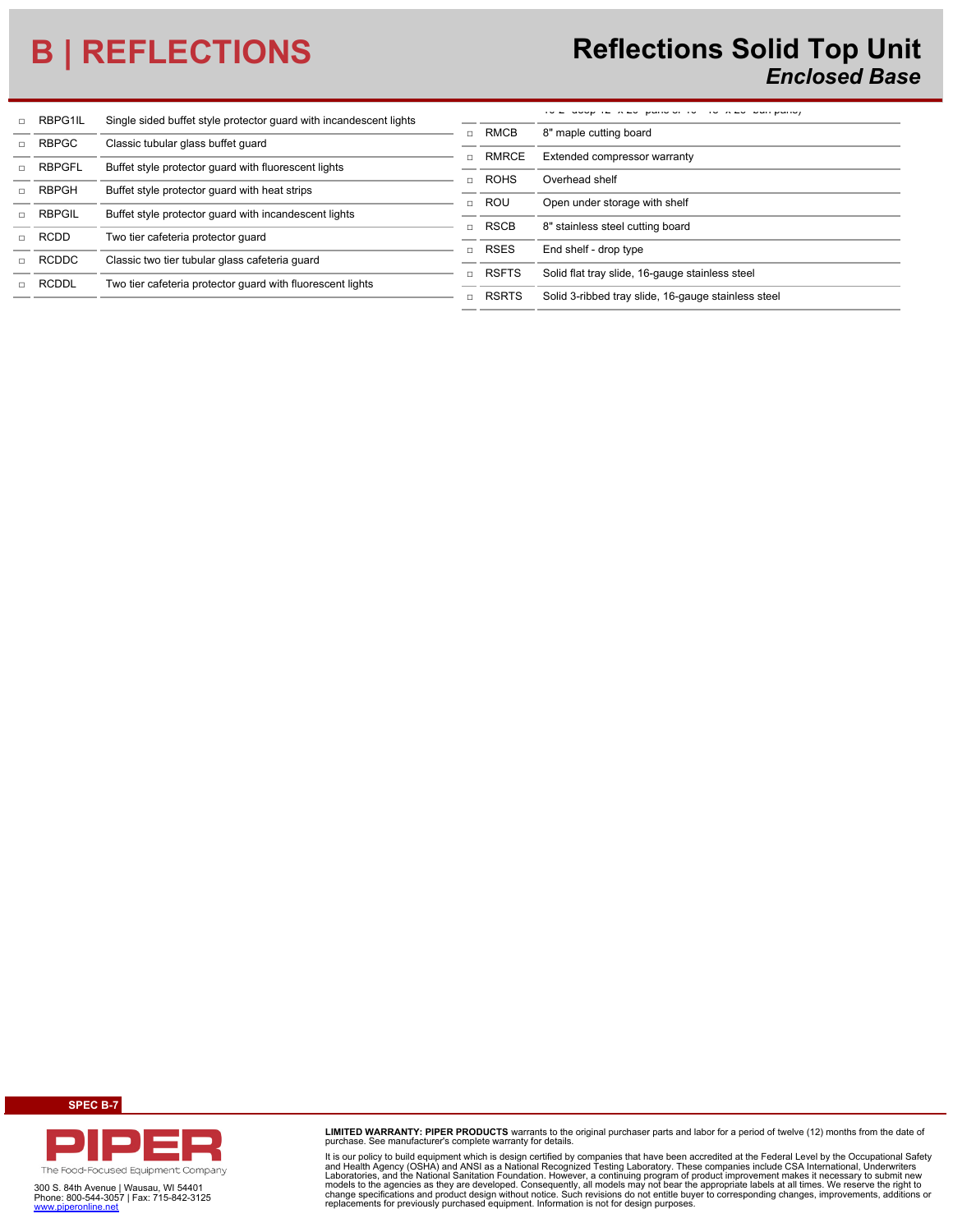# B | REFLECTIONS

## Reflections Solid Top Unit

### *Enclosed Base*

| | | |
|---|---|---|
| ☐ | RBPG1IL | Single sided buffet style protector guard with incandescent lights |
| ☐ | RBPGC | Classic tubular glass buffet guard |
| ☐ | RBPGFL | Buffet style protector guard with fluorescent lights |
| ☐ | RBPGH | Buffet style protector guard with heat strips |
| ☐ | RBPGIL | Buffet style protector guard with incandescent lights |
| ☐ | RCDD | Two tier cafeteria protector guard |
| ☐ | RCDDC | Classic two tier tubular glass cafeteria guard |
| ☐ | RCDDL | Two tier cafeteria protector guard with fluorescent lights |

10-2" deep 12" x 20" pans or 18" - 18" x 26" bun pans)

| | | |
|---|---|---|
| ☐ | RMCB | 8" maple cutting board |
| ☐ | RMRCE | Extended compressor warranty |
| ☐ | ROHS | Overhead shelf |
| ☐ | ROU | Open under storage with shelf |
| ☐ | RSCB | 8" stainless steel cutting board |
| ☐ | RSES | End shelf - drop type |
| ☐ | RSFTS | Solid flat tray slide, 16-gauge stainless steel |
| ☐ | RSRTS | Solid 3-ribbed tray slide, 16-gauge stainless steel |

SPEC B-7

PIPER
The Food-Focused Equipment Company

300 S. 84th Avenue | Wausau, WI 54401
Phone: 800-544-3057 | Fax: 715-842-3125
www.piperonline.net

**LIMITED WARRANTY: PIPER PRODUCTS** warrants to the original purchaser parts and labor for a period of twelve (12) months from the date of purchase. See manufacturer's complete warranty for details.

It is our policy to build equipment which is design certified by companies that have been accredited at the Federal Level by the Occupational Safety and Health Agency (OSHA) and ANSI as a National Recognized Testing Laboratory. These companies include CSA International, Underwriters Laboratories, and the National Sanitation Foundation. However, a continuing program of product improvement makes it necessary to submit new models to the agencies as they are developed. Consequently, all models may not bear the appropriate labels at all times. We reserve the right to change specifications and product design without notice. Such revisions do not entitle buyer to corresponding changes, improvements, additions or replacements for previously purchased equipment. Information is not for design purposes.